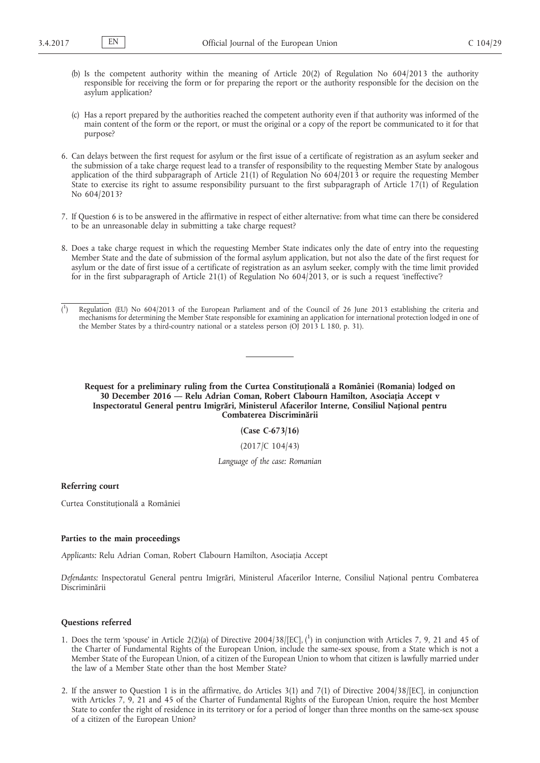(b) Is the competent authority within the meaning of Article 20(2) of Regulation No 604/2013 the authority responsible for receiving the form or for preparing the report or the authority responsible for the decision on the asylum application?

(c) Has a report prepared by the authorities reached the competent authority even if that authority was informed of the main content of the form or the report, or must the original or a copy of the report be communicated to it for that purpose?

6. Can delays between the first request for asylum or the first issue of a certificate of registration as an asylum seeker and the submission of a take charge request lead to a transfer of responsibility to the requesting Member State by analogous application of the third subparagraph of Article 21(1) of Regulation No 604/2013 or require the requesting Member State to exercise its right to assume responsibility pursuant to the first subparagraph of Article 17(1) of Regulation No 604/2013?

7. If Question 6 is to be answered in the affirmative in respect of either alternative: from what time can there be considered to be an unreasonable delay in submitting a take charge request?

8. Does a take charge request in which the requesting Member State indicates only the date of entry into the requesting Member State and the date of submission of the formal asylum application, but not also the date of the first request for asylum or the date of first issue of a certificate of registration as an asylum seeker, comply with the time limit provided for in the first subparagraph of Article 21(1) of Regulation No 604/2013, or is such a request 'ineffective'?

---

[1] Regulation (EU) No 604/2013 of the European Parliament and of the Council of 26 June 2013 establishing the criteria and mechanisms for determining the Member State responsible for examining an application for international protection lodged in one of the Member States by a third-country national or a stateless person (OJ 2013 L 180, p. 31).

---

**Request for a preliminary ruling from the Curtea Constituțională a României (Romania) lodged on 30 December 2016 — Relu Adrian Coman, Robert Clabourn Hamilton, Asociația Accept v Inspectoratul General pentru Imigrări, Ministerul Afacerilor Interne, Consiliul Național pentru Combaterea Discriminării**

**(Case C-673/16)**

(2017/C 104/43)

*Language of the case: Romanian*

**Referring court**

Curtea Constituțională a României

**Parties to the main proceedings**

*Applicants:* Relu Adrian Coman, Robert Clabourn Hamilton, Asociația Accept

*Defendants:* Inspectoratul General pentru Imigrări, Ministerul Afacerilor Interne, Consiliul Național pentru Combaterea Discriminării

**Questions referred**

1. Does the term 'spouse' in Article 2(2)(a) of Directive 2004/38/[EC], [1] in conjunction with Articles 7, 9, 21 and 45 of the Charter of Fundamental Rights of the European Union, include the same-sex spouse, from a State which is not a Member State of the European Union, of a citizen of the European Union to whom that citizen is lawfully married under the law of a Member State other than the host Member State?

2. If the answer to Question 1 is in the affirmative, do Articles 3(1) and 7(1) of Directive 2004/38/[EC], in conjunction with Articles 7, 9, 21 and 45 of the Charter of Fundamental Rights of the European Union, require the host Member State to confer the right of residence in its territory or for a period of longer than three months on the same-sex spouse of a citizen of the European Union?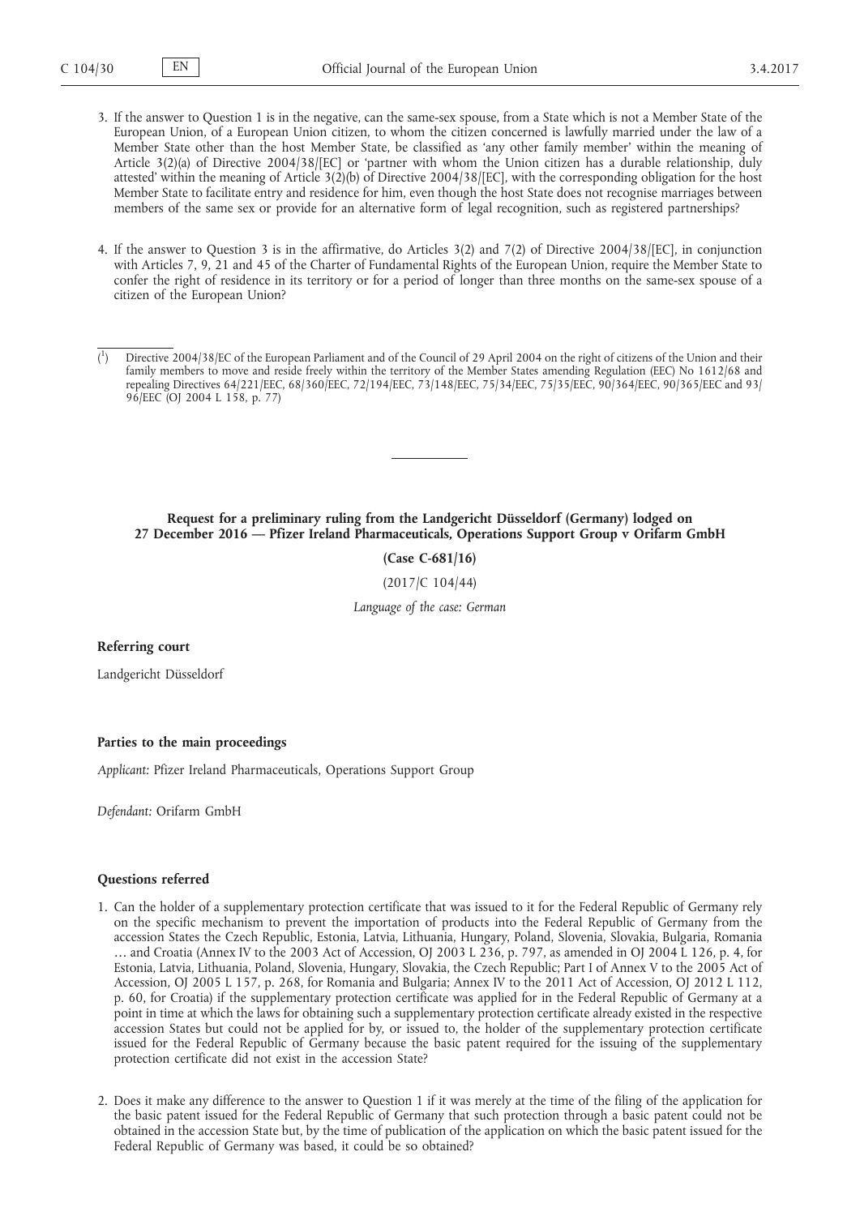3. If the answer to Question 1 is in the negative, can the same-sex spouse, from a State which is not a Member State of the European Union, of a European Union citizen, to whom the citizen concerned is lawfully married under the law of a Member State other than the host Member State, be classified as 'any other family member' within the meaning of Article 3(2)(a) of Directive 2004/38/[EC] or 'partner with whom the Union citizen has a durable relationship, duly attested' within the meaning of Article 3(2)(b) of Directive 2004/38/[EC], with the corresponding obligation for the host Member State to facilitate entry and residence for him, even though the host State does not recognise marriages between members of the same sex or provide for an alternative form of legal recognition, such as registered partnerships?

4. If the answer to Question 3 is in the affirmative, do Articles 3(2) and 7(2) of Directive 2004/38/[EC], in conjunction with Articles 7, 9, 21 and 45 of the Charter of Fundamental Rights of the European Union, require the Member State to confer the right of residence in its territory or for a period of longer than three months on the same-sex spouse of a citizen of the European Union?

---

([1]) Directive 2004/38/EC of the European Parliament and of the Council of 29 April 2004 on the right of citizens of the Union and their family members to move and reside freely within the territory of the Member States amending Regulation (EEC) No 1612/68 and repealing Directives 64/221/EEC, 68/360/EEC, 72/194/EEC, 73/148/EEC, 75/34/EEC, 75/35/EEC, 90/364/EEC, 90/365/EEC and 93/96/EEC (OJ 2004 L 158, p. 77)

---

**Request for a preliminary ruling from the Landgericht Düsseldorf (Germany) lodged on 27 December 2016 — Pfizer Ireland Pharmaceuticals, Operations Support Group v Orifarm GmbH**

**(Case C-681/16)**

(2017/C 104/44)

*Language of the case: German*

**Referring court**

Landgericht Düsseldorf

**Parties to the main proceedings**

*Applicant:* Pfizer Ireland Pharmaceuticals, Operations Support Group

*Defendant:* Orifarm GmbH

**Questions referred**

1. Can the holder of a supplementary protection certificate that was issued to it for the Federal Republic of Germany rely on the specific mechanism to prevent the importation of products into the Federal Republic of Germany from the accession States the Czech Republic, Estonia, Latvia, Lithuania, Hungary, Poland, Slovenia, Slovakia, Bulgaria, Romania … and Croatia (Annex IV to the 2003 Act of Accession, OJ 2003 L 236, p. 797, as amended in OJ 2004 L 126, p. 4, for Estonia, Latvia, Lithuania, Poland, Slovenia, Hungary, Slovakia, the Czech Republic; Part I of Annex V to the 2005 Act of Accession, OJ 2005 L 157, p. 268, for Romania and Bulgaria; Annex IV to the 2011 Act of Accession, OJ 2012 L 112, p. 60, for Croatia) if the supplementary protection certificate was applied for in the Federal Republic of Germany at a point in time at which the laws for obtaining such a supplementary protection certificate already existed in the respective accession States but could not be applied for by, or issued to, the holder of the supplementary protection certificate issued for the Federal Republic of Germany because the basic patent required for the issuing of the supplementary protection certificate did not exist in the accession State?

2. Does it make any difference to the answer to Question 1 if it was merely at the time of the filing of the application for the basic patent issued for the Federal Republic of Germany that such protection through a basic patent could not be obtained in the accession State but, by the time of publication of the application on which the basic patent issued for the Federal Republic of Germany was based, it could be so obtained?